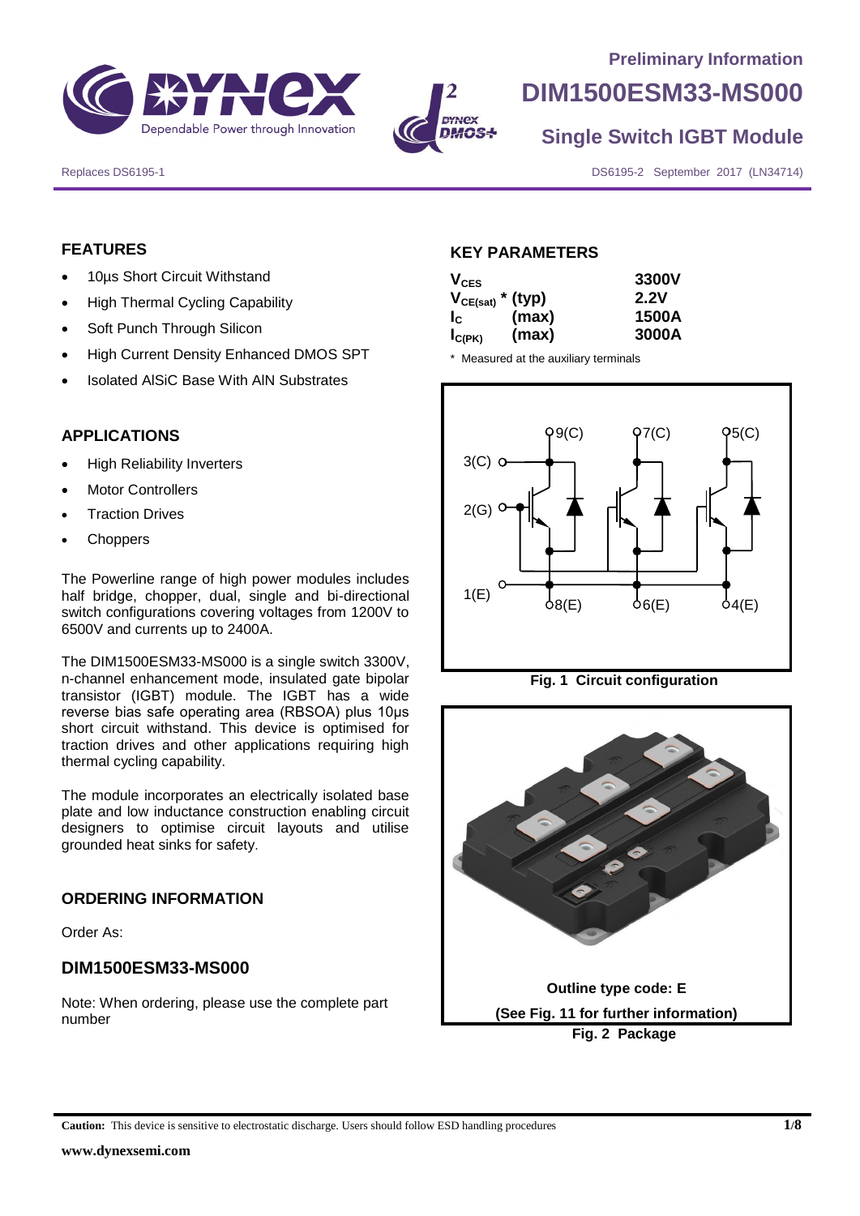Preliminary Information

# DIM1500ESM33-MS000

## Single Switch IGBT Module

Replaces DS6195-1

DS6195-2 September 2017 (LN34714)

### FEATURES

- 10µs Short Circuit Withstand
- High Thermal Cycling Capability
- Soft Punch Through Silicon
- High Current Density Enhanced DMOS SPT
- Isolated AlSiC Base With AlN Substrates

### APPLICATIONS

- High Reliability Inverters
- Motor Controllers
- Traction Drives
- Choppers

The Powerline range of high power modules includes half bridge, chopper, dual, single and bi-directional switch configurations covering voltages from 1200V to 6500V and currents up to 2400A.

The DIM1500ESM33-MS000 is a single switch 3300V, n-channel enhancement mode, insulated gate bipolar transistor (IGBT) module. The IGBT has a wide reverse bias safe operating area (RBSOA) plus 10µs short circuit withstand. This device is optimised for traction drives and other applications requiring high thermal cycling capability.

The module incorporates an electrically isolated base plate and low inductance construction enabling circuit designers to optimise circuit layouts and utilise grounded heat sinks for safety.

### ORDERING INFORMATION

Order As:

### DIM1500ESM33-MS000

Note: When ordering, please use the complete part number

### KEY PARAMETERS

| Parameter | | Value |
|---|---|---|
| $V_{CES}$ | | **3300V** |
| $V_{CE(sat)}$ * | (typ) | **2.2V** |
| $I_C$ | (max) | **1500A** |
| $I_{C(PK)}$ | (max) | **3000A** |

\* Measured at the auxiliary terminals

Fig. 1 Circuit configuration

Outline type code: E

(See Fig. 11 for further information)

Fig. 2 Package

**Caution:** This device is sensitive to electrostatic discharge. Users should follow ESD handling procedures

www.dynexsemi.com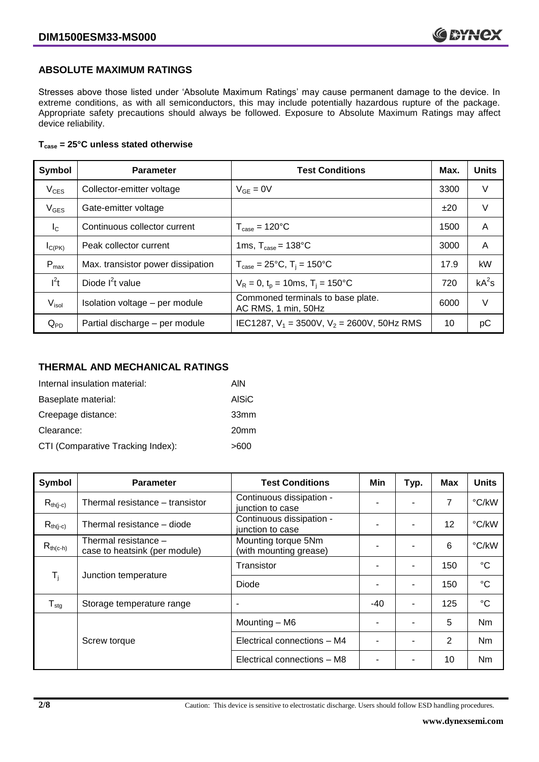## ABSOLUTE MAXIMUM RATINGS

Stresses above those listed under 'Absolute Maximum Ratings' may cause permanent damage to the device. In extreme conditions, as with all semiconductors, this may include potentially hazardous rupture of the package. Appropriate safety precautions should always be followed. Exposure to Absolute Maximum Ratings may affect device reliability.

**$T_{case}$ = 25°C unless stated otherwise**

| Symbol | Parameter | Test Conditions | Max. | Units |
|---|---|---|---|---|
| $V_{CES}$ | Collector-emitter voltage | $V_{GE} = 0V$ | 3300 | V |
| $V_{GES}$ | Gate-emitter voltage | | ±20 | V |
| $I_C$ | Continuous collector current | $T_{case} = 120°C$ | 1500 | A |
| $I_{C(PK)}$ | Peak collector current | 1ms, $T_{case} = 138°C$ | 3000 | A |
| $P_{max}$ | Max. transistor power dissipation | $T_{case} = 25°C$, $T_j = 150°C$ | 17.9 | kW |
| $I^2t$ | Diode $I^2t$ value | $V_R = 0$, $t_p = 10ms$, $T_j = 150°C$ | 720 | $kA^2s$ |
| $V_{isol}$ | Isolation voltage – per module | Commoned terminals to base plate. AC RMS, 1 min, 50Hz | 6000 | V |
| $Q_{PD}$ | Partial discharge – per module | IEC1287, $V_1 = 3500V$, $V_2 = 2600V$, 50Hz RMS | 10 | pC |

## THERMAL AND MECHANICAL RATINGS

Internal insulation material: AlN

Baseplate material: AlSiC

Creepage distance: 33mm

Clearance: 20mm

CTI (Comparative Tracking Index): >600

| Symbol | Parameter | Test Conditions | Min | Typ. | Max | Units |
|---|---|---|---|---|---|---|
| $R_{th(j-c)}$ | Thermal resistance – transistor | Continuous dissipation - junction to case | - | - | 7 | °C/kW |
| $R_{th(j-c)}$ | Thermal resistance – diode | Continuous dissipation - junction to case | - | - | 12 | °C/kW |
| $R_{th(c-h)}$ | Thermal resistance – case to heatsink (per module) | Mounting torque 5Nm (with mounting grease) | - | - | 6 | °C/kW |
| $T_j$ | Junction temperature | Transistor | - | - | 150 | °C |
| | | Diode | - | - | 150 | °C |
| $T_{stg}$ | Storage temperature range | - | -40 | - | 125 | °C |
| | Screw torque | Mounting – M6 | - | - | 5 | Nm |
| | | Electrical connections – M4 | - | - | 2 | Nm |
| | | Electrical connections – M8 | - | - | 10 | Nm |

Caution: This device is sensitive to electrostatic discharge. Users should follow ESD handling procedures.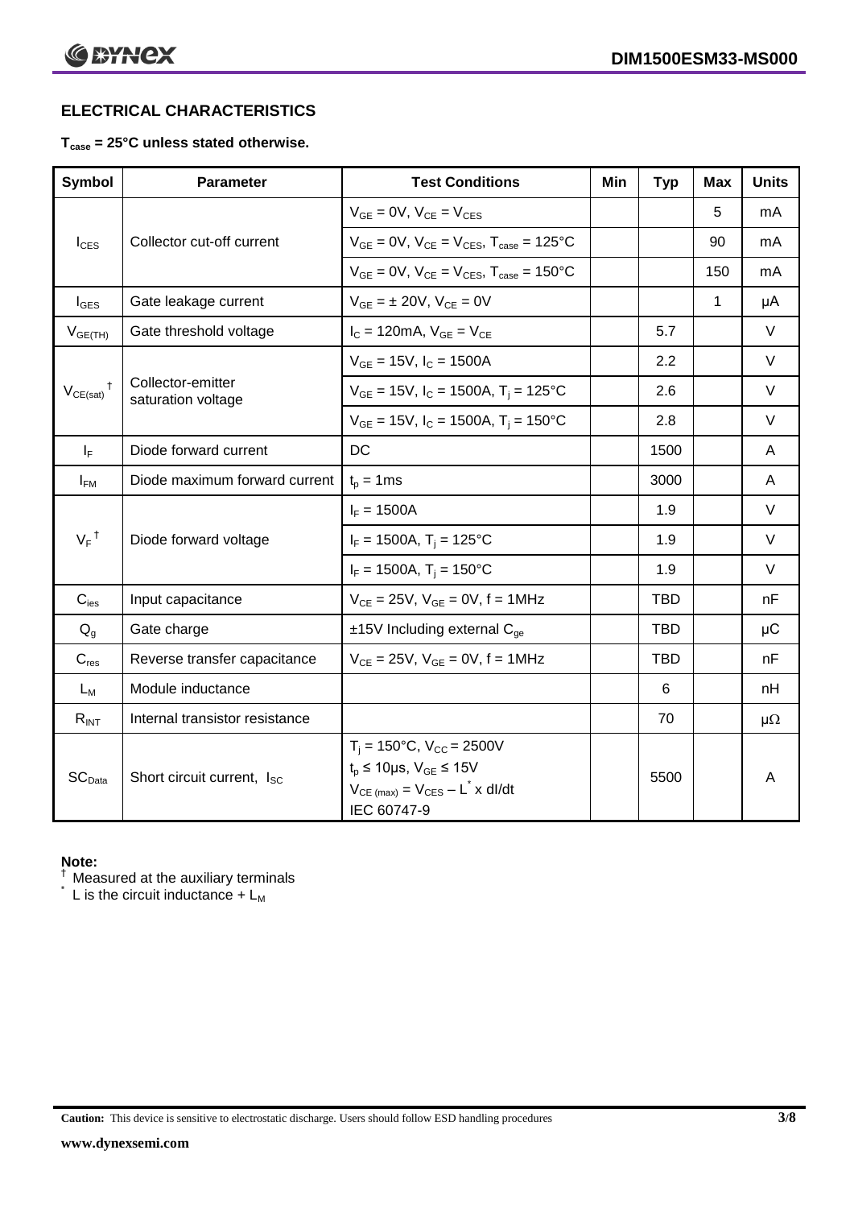## ELECTRICAL CHARACTERISTICS

**$T_{case}$ = 25°C unless stated otherwise.**

| Symbol | Parameter | Test Conditions | Min | Typ | Max | Units |
|---|---|---|---|---|---|---|
| $I_{CES}$ | Collector cut-off current | $V_{GE}$ = 0V, $V_{CE}$ = $V_{CES}$ | | | 5 | mA |
| | | $V_{GE}$ = 0V, $V_{CE}$ = $V_{CES}$, $T_{case}$ = 125°C | | | 90 | mA |
| | | $V_{GE}$ = 0V, $V_{CE}$ = $V_{CES}$, $T_{case}$ = 150°C | | | 150 | mA |
| $I_{GES}$ | Gate leakage current | $V_{GE}$ = ± 20V, $V_{CE}$ = 0V | | | 1 | μA |
| $V_{GE(TH)}$ | Gate threshold voltage | $I_C$ = 120mA, $V_{GE}$ = $V_{CE}$ | | 5.7 | | V |
| $V_{CE(sat)}$ † | Collector-emitter saturation voltage | $V_{GE}$ = 15V, $I_C$ = 1500A | | 2.2 | | V |
| | | $V_{GE}$ = 15V, $I_C$ = 1500A, $T_j$ = 125°C | | 2.6 | | V |
| | | $V_{GE}$ = 15V, $I_C$ = 1500A, $T_j$ = 150°C | | 2.8 | | V |
| $I_F$ | Diode forward current | DC | | 1500 | | A |
| $I_{FM}$ | Diode maximum forward current | $t_p$ = 1ms | | 3000 | | A |
| $V_F$ † | Diode forward voltage | $I_F$ = 1500A | | 1.9 | | V |
| | | $I_F$ = 1500A, $T_j$ = 125°C | | 1.9 | | V |
| | | $I_F$ = 1500A, $T_j$ = 150°C | | 1.9 | | V |
| $C_{ies}$ | Input capacitance | $V_{CE}$ = 25V, $V_{GE}$ = 0V, f = 1MHz | | TBD | | nF |
| $Q_g$ | Gate charge | ±15V Including external $C_{ge}$ | | TBD | | μC |
| $C_{res}$ | Reverse transfer capacitance | $V_{CE}$ = 25V, $V_{GE}$ = 0V, f = 1MHz | | TBD | | nF |
| $L_M$ | Module inductance | | | 6 | | nH |
| $R_{INT}$ | Internal transistor resistance | | | 70 | | μΩ |
| $SC_{Data}$ | Short circuit current, $I_{SC}$ | $T_j$ = 150°C, $V_{CC}$ = 2500V; $t_p$ ≤ 10μs, $V_{GE}$ ≤ 15V; $V_{CE(max)}$ = $V_{CES}$ – $L^*$ x dI/dt; IEC 60747-9 | | 5500 | | A |

**Note:**

† Measured at the auxiliary terminals

\* L is the circuit inductance + $L_M$

**Caution:** This device is sensitive to electrostatic discharge. Users should follow ESD handling procedures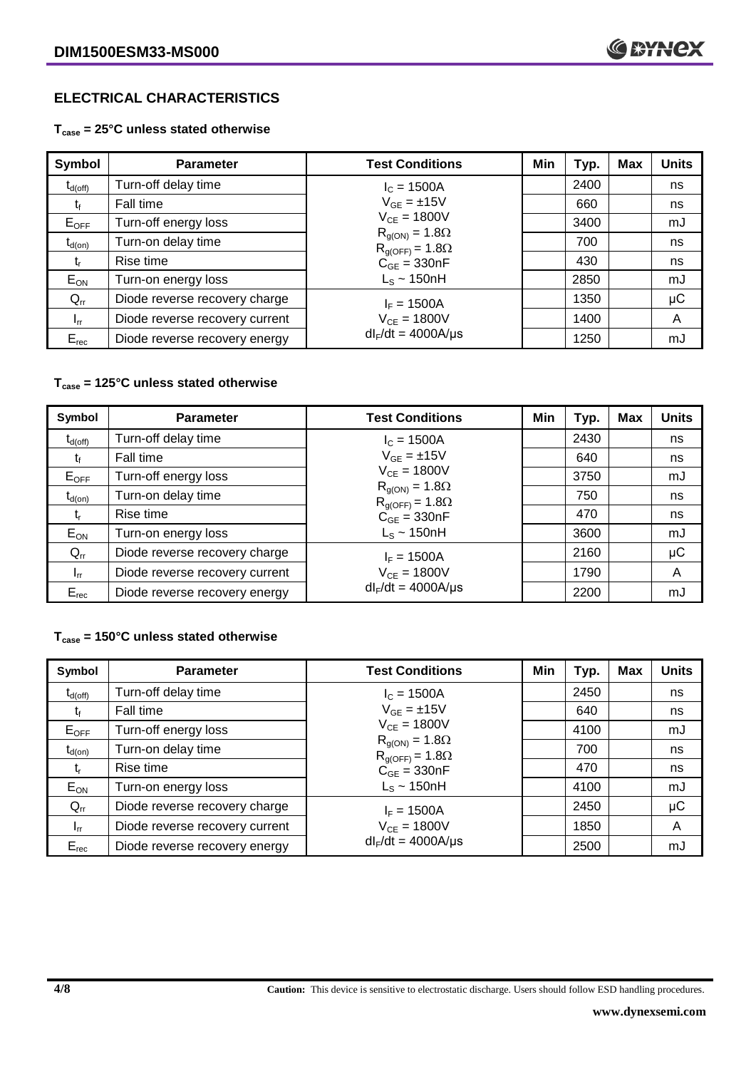## ELECTRICAL CHARACTERISTICS

### $T_{case}$ = 25°C unless stated otherwise

| Symbol | Parameter | Test Conditions | Min | Typ. | Max | Units |
|---|---|---|---|---|---|---|
| $t_{d(off)}$ | Turn-off delay time | $I_C$ = 1500A | | 2400 | | ns |
| $t_f$ | Fall time | $V_{GE}$ = ±15V | | 660 | | ns |
| $E_{OFF}$ | Turn-off energy loss | $V_{CE}$ = 1800V | | 3400 | | mJ |
| $t_{d(on)}$ | Turn-on delay time | $R_{g(ON)}$ = 1.8Ω, $R_{g(OFF)}$ = 1.8Ω | | 700 | | ns |
| $t_r$ | Rise time | $C_{GE}$ = 330nF | | 430 | | ns |
| $E_{ON}$ | Turn-on energy loss | $L_S$ ~ 150nH | | 2850 | | mJ |
| $Q_{rr}$ | Diode reverse recovery charge | $I_F$ = 1500A | | 1350 | | μC |
| $I_{rr}$ | Diode reverse recovery current | $V_{CE}$ = 1800V | | 1400 | | A |
| $E_{rec}$ | Diode reverse recovery energy | $dI_F/dt$ = 4000A/μs | | 1250 | | mJ |

### $T_{case}$ = 125°C unless stated otherwise

| Symbol | Parameter | Test Conditions | Min | Typ. | Max | Units |
|---|---|---|---|---|---|---|
| $t_{d(off)}$ | Turn-off delay time | $I_C$ = 1500A | | 2430 | | ns |
| $t_f$ | Fall time | $V_{GE}$ = ±15V | | 640 | | ns |
| $E_{OFF}$ | Turn-off energy loss | $V_{CE}$ = 1800V | | 3750 | | mJ |
| $t_{d(on)}$ | Turn-on delay time | $R_{g(ON)}$ = 1.8Ω, $R_{g(OFF)}$ = 1.8Ω | | 750 | | ns |
| $t_r$ | Rise time | $C_{GE}$ = 330nF | | 470 | | ns |
| $E_{ON}$ | Turn-on energy loss | $L_S$ ~ 150nH | | 3600 | | mJ |
| $Q_{rr}$ | Diode reverse recovery charge | $I_F$ = 1500A | | 2160 | | μC |
| $I_{rr}$ | Diode reverse recovery current | $V_{CE}$ = 1800V | | 1790 | | A |
| $E_{rec}$ | Diode reverse recovery energy | $dI_F/dt$ = 4000A/μs | | 2200 | | mJ |

### $T_{case}$ = 150°C unless stated otherwise

| Symbol | Parameter | Test Conditions | Min | Typ. | Max | Units |
|---|---|---|---|---|---|---|
| $t_{d(off)}$ | Turn-off delay time | $I_C$ = 1500A | | 2450 | | ns |
| $t_f$ | Fall time | $V_{GE}$ = ±15V | | 640 | | ns |
| $E_{OFF}$ | Turn-off energy loss | $V_{CE}$ = 1800V | | 4100 | | mJ |
| $t_{d(on)}$ | Turn-on delay time | $R_{g(ON)}$ = 1.8Ω, $R_{g(OFF)}$ = 1.8Ω | | 700 | | ns |
| $t_r$ | Rise time | $C_{GE}$ = 330nF | | 470 | | ns |
| $E_{ON}$ | Turn-on energy loss | $L_S$ ~ 150nH | | 4100 | | mJ |
| $Q_{rr}$ | Diode reverse recovery charge | $I_F$ = 1500A | | 2450 | | μC |
| $I_{rr}$ | Diode reverse recovery current | $V_{CE}$ = 1800V | | 1850 | | A |
| $E_{rec}$ | Diode reverse recovery energy | $dI_F/dt$ = 4000A/μs | | 2500 | | mJ |

**Caution:** This device is sensitive to electrostatic discharge. Users should follow ESD handling procedures.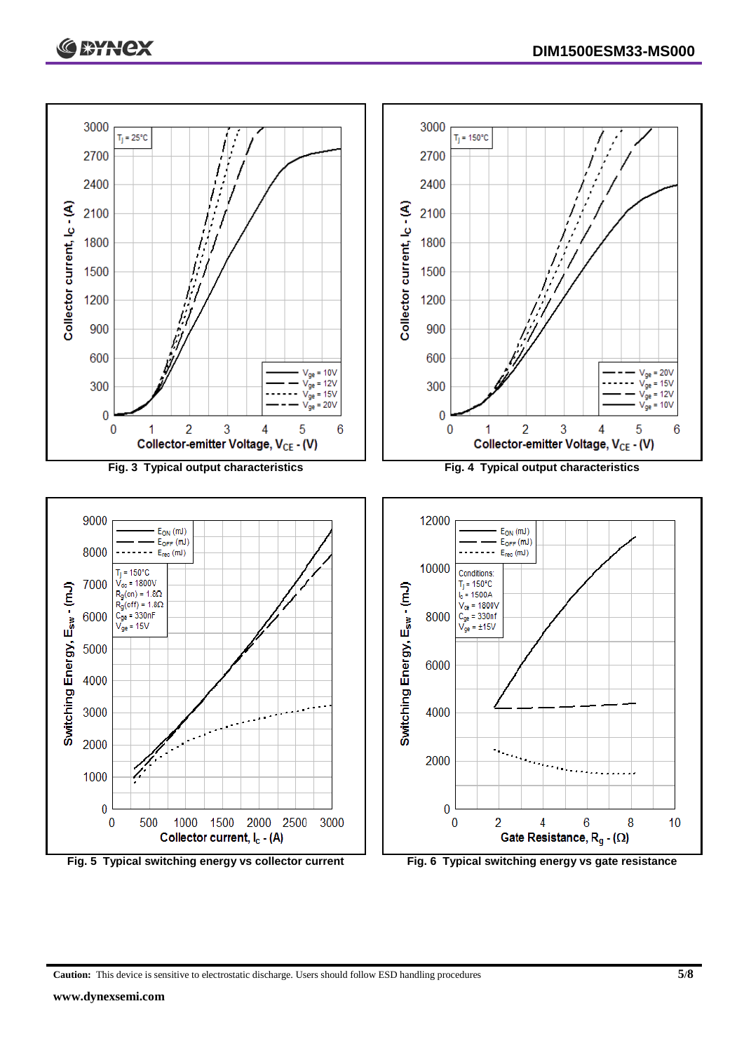Fig. 3 Typical output characteristics

Fig. 4 Typical output characteristics

Fig. 5 Typical switching energy vs collector current

Fig. 6 Typical switching energy vs gate resistance

**Caution:** This device is sensitive to electrostatic discharge. Users should follow ESD handling procedures

**www.dynexsemi.com**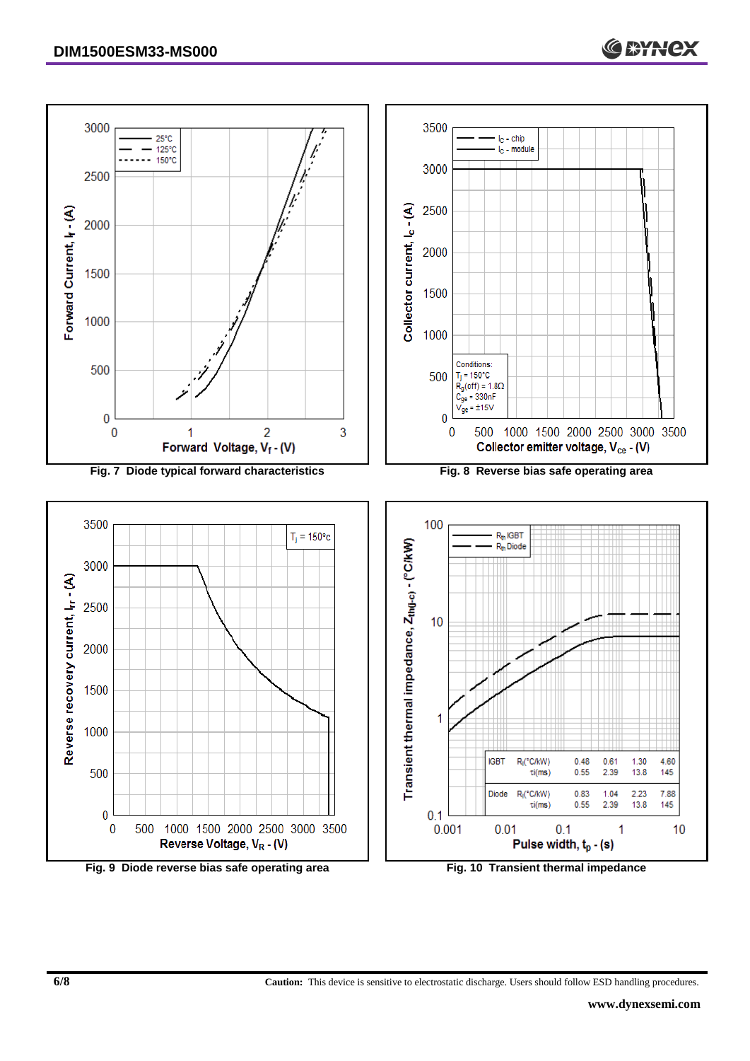Fig. 7 Diode typical forward characteristics

Fig. 8 Reverse bias safe operating area

Conditions:
$T_j$ = 150°C
$R_g$(off) = 1.8Ω
$C_{ge}$ = 330nF
$V_{ge}$ = ±15V

Fig. 9 Diode reverse bias safe operating area

| | | | | | |
|---|---|---|---|---|---|
| IGBT | $R_i$(°C/kW) | 0.48 | 0.61 | 1.30 | 4.60 |
| | $\tau_i$(ms) | 0.55 | 2.39 | 13.8 | 145 |
| Diode | $R_i$(°C/kW) | 0.83 | 1.04 | 2.23 | 7.88 |
| | $\tau_i$(ms) | 0.55 | 2.39 | 13.8 | 145 |

Fig. 10 Transient thermal impedance

**Caution:** This device is sensitive to electrostatic discharge. Users should follow ESD handling procedures.

**www.dynexsemi.com**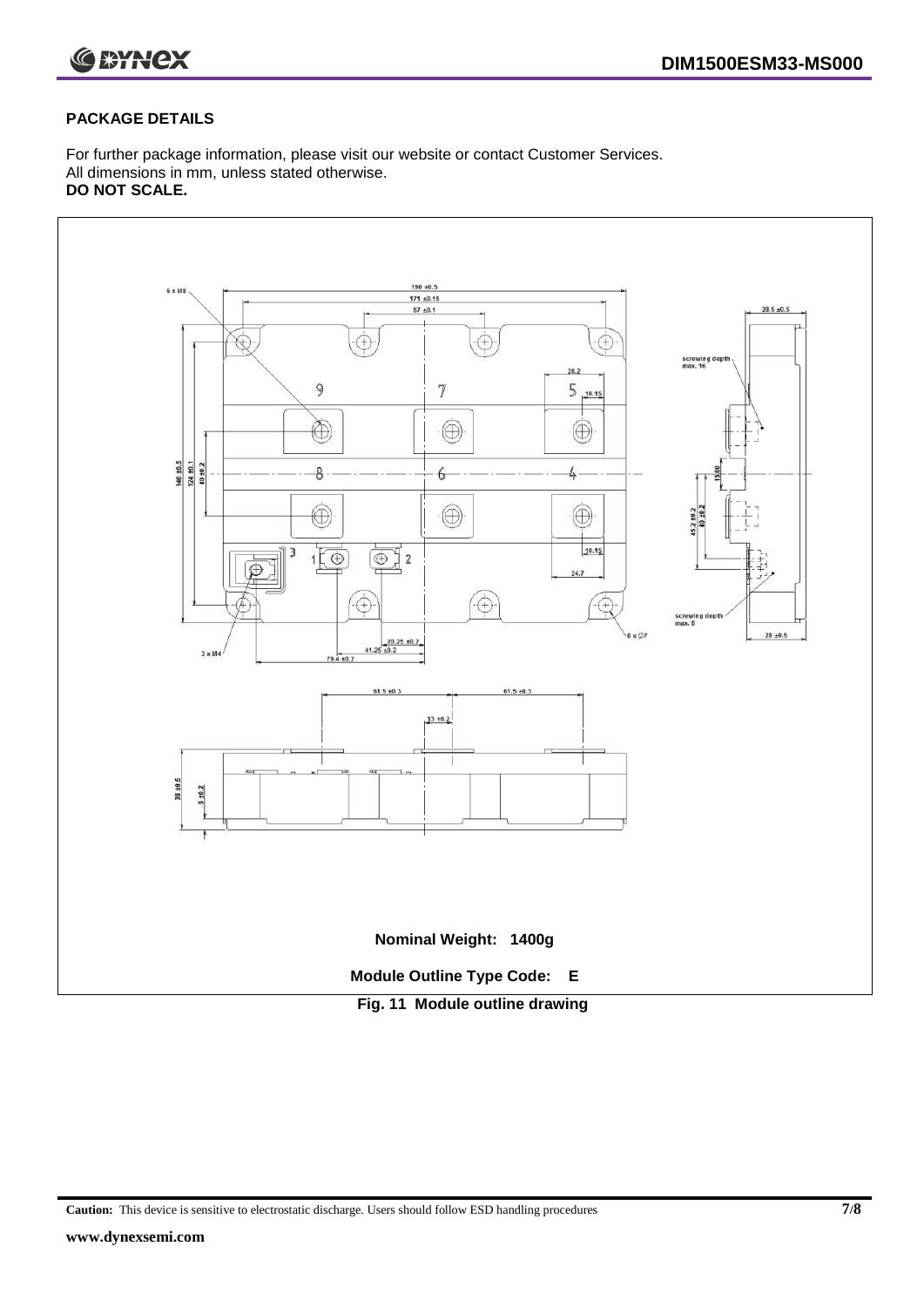## PACKAGE DETAILS

For further package information, please visit our website or contact Customer Services.
All dimensions in mm, unless stated otherwise.
**DO NOT SCALE.**

**Nominal Weight: 1400g**

**Module Outline Type Code: E**

**Fig. 11 Module outline drawing**

**Caution:** This device is sensitive to electrostatic discharge. Users should follow ESD handling procedures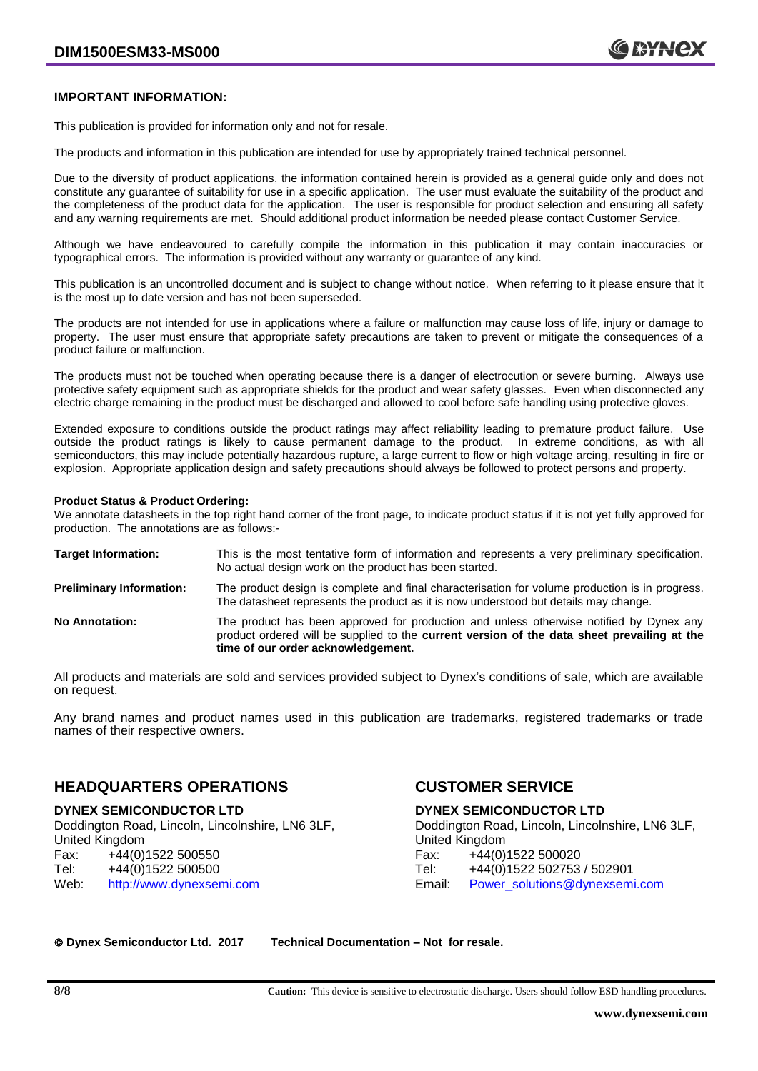### IMPORTANT INFORMATION:

This publication is provided for information only and not for resale.

The products and information in this publication are intended for use by appropriately trained technical personnel.

Due to the diversity of product applications, the information contained herein is provided as a general guide only and does not constitute any guarantee of suitability for use in a specific application. The user must evaluate the suitability of the product and the completeness of the product data for the application. The user is responsible for product selection and ensuring all safety and any warning requirements are met. Should additional product information be needed please contact Customer Service.

Although we have endeavoured to carefully compile the information in this publication it may contain inaccuracies or typographical errors. The information is provided without any warranty or guarantee of any kind.

This publication is an uncontrolled document and is subject to change without notice. When referring to it please ensure that it is the most up to date version and has not been superseded.

The products are not intended for use in applications where a failure or malfunction may cause loss of life, injury or damage to property. The user must ensure that appropriate safety precautions are taken to prevent or mitigate the consequences of a product failure or malfunction.

The products must not be touched when operating because there is a danger of electrocution or severe burning. Always use protective safety equipment such as appropriate shields for the product and wear safety glasses. Even when disconnected any electric charge remaining in the product must be discharged and allowed to cool before safe handling using protective gloves.

Extended exposure to conditions outside the product ratings may affect reliability leading to premature product failure. Use outside the product ratings is likely to cause permanent damage to the product. In extreme conditions, as with all semiconductors, this may include potentially hazardous rupture, a large current to flow or high voltage arcing, resulting in fire or explosion. Appropriate application design and safety precautions should always be followed to protect persons and property.

**Product Status & Product Ordering:**
We annotate datasheets in the top right hand corner of the front page, to indicate product status if it is not yet fully approved for production. The annotations are as follows:-

**Target Information:** This is the most tentative form of information and represents a very preliminary specification. No actual design work on the product has been started.

**Preliminary Information:** The product design is complete and final characterisation for volume production is in progress. The datasheet represents the product as it is now understood but details may change.

**No Annotation:** The product has been approved for production and unless otherwise notified by Dynex any product ordered will be supplied to the **current version of the data sheet prevailing at the time of our order acknowledgement.**

All products and materials are sold and services provided subject to Dynex's conditions of sale, which are available on request.

Any brand names and product names used in this publication are trademarks, registered trademarks or trade names of their respective owners.

## HEADQUARTERS OPERATIONS

**DYNEX SEMICONDUCTOR LTD**
Doddington Road, Lincoln, Lincolnshire, LN6 3LF,
United Kingdom
Fax: +44(0)1522 500550
Tel: +44(0)1522 500500
Web: http://www.dynexsemi.com

## CUSTOMER SERVICE

**DYNEX SEMICONDUCTOR LTD**
Doddington Road, Lincoln, Lincolnshire, LN6 3LF,
United Kingdom
Fax: +44(0)1522 500020
Tel: +44(0)1522 502753 / 502901
Email: Power_solutions@dynexsemi.com

**© Dynex Semiconductor Ltd. 2017 Technical Documentation – Not for resale.**

**Caution:** This device is sensitive to electrostatic discharge. Users should follow ESD handling procedures.